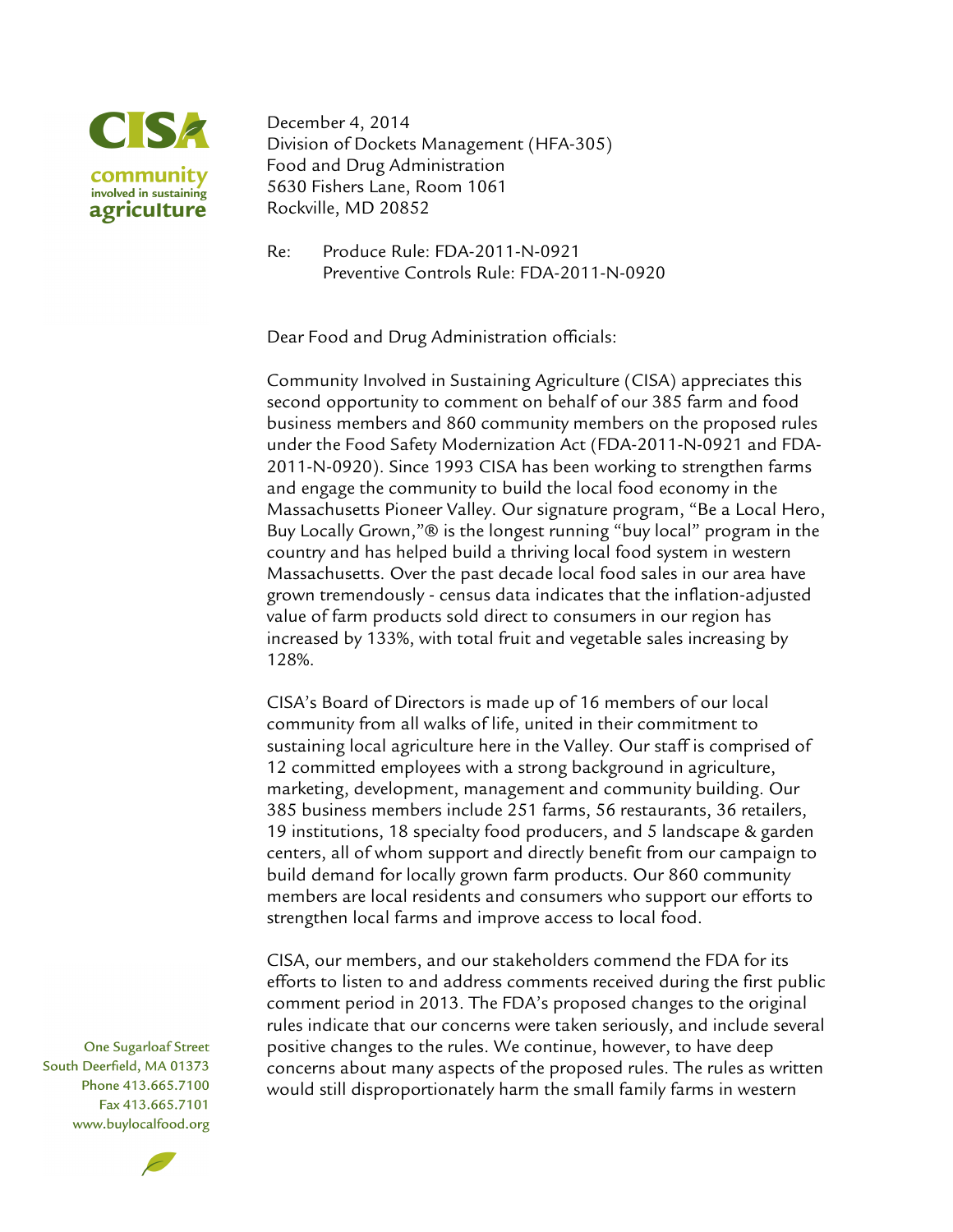**CISA**
**community involved in sustaining agriculture**

December 4, 2014
Division of Dockets Management (HFA-305)
Food and Drug Administration
5630 Fishers Lane, Room 1061
Rockville, MD 20852

Re: Produce Rule: FDA-2011-N-0921
Preventive Controls Rule: FDA-2011-N-0920

Dear Food and Drug Administration officials:

Community Involved in Sustaining Agriculture (CISA) appreciates this second opportunity to comment on behalf of our 385 farm and food business members and 860 community members on the proposed rules under the Food Safety Modernization Act (FDA-2011-N-0921 and FDA-2011-N-0920). Since 1993 CISA has been working to strengthen farms and engage the community to build the local food economy in the Massachusetts Pioneer Valley. Our signature program, "Be a Local Hero, Buy Locally Grown,"® is the longest running "buy local" program in the country and has helped build a thriving local food system in western Massachusetts. Over the past decade local food sales in our area have grown tremendously - census data indicates that the inflation-adjusted value of farm products sold direct to consumers in our region has increased by 133%, with total fruit and vegetable sales increasing by 128%.

CISA's Board of Directors is made up of 16 members of our local community from all walks of life, united in their commitment to sustaining local agriculture here in the Valley. Our staff is comprised of 12 committed employees with a strong background in agriculture, marketing, development, management and community building. Our 385 business members include 251 farms, 56 restaurants, 36 retailers, 19 institutions, 18 specialty food producers, and 5 landscape & garden centers, all of whom support and directly benefit from our campaign to build demand for locally grown farm products. Our 860 community members are local residents and consumers who support our efforts to strengthen local farms and improve access to local food.

CISA, our members, and our stakeholders commend the FDA for its efforts to listen to and address comments received during the first public comment period in 2013. The FDA's proposed changes to the original rules indicate that our concerns were taken seriously, and include several positive changes to the rules. We continue, however, to have deep concerns about many aspects of the proposed rules. The rules as written would still disproportionately harm the small family farms in western

One Sugarloaf Street
South Deerfield, MA 01373
Phone 413.665.7100
Fax 413.665.7101
www.buylocalfood.org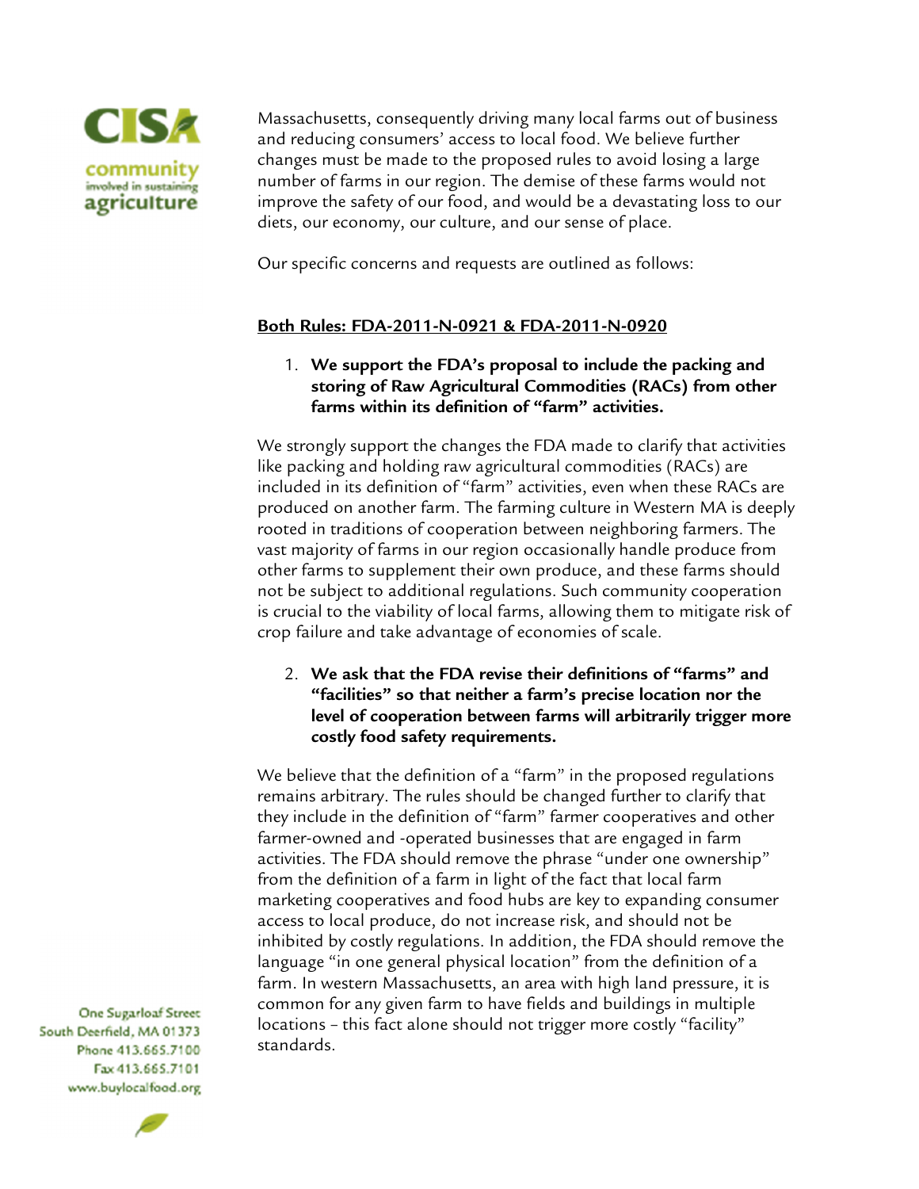Massachusetts, consequently driving many local farms out of business and reducing consumers' access to local food. We believe further changes must be made to the proposed rules to avoid losing a large number of farms in our region. The demise of these farms would not improve the safety of our food, and would be a devastating loss to our diets, our economy, our culture, and our sense of place.

Our specific concerns and requests are outlined as follows:

**<u>Both Rules: FDA-2011-N-0921 & FDA-2011-N-0920</u>**

1. **We support the FDA's proposal to include the packing and storing of Raw Agricultural Commodities (RACs) from other farms within its definition of "farm" activities.**

We strongly support the changes the FDA made to clarify that activities like packing and holding raw agricultural commodities (RACs) are included in its definition of "farm" activities, even when these RACs are produced on another farm. The farming culture in Western MA is deeply rooted in traditions of cooperation between neighboring farmers. The vast majority of farms in our region occasionally handle produce from other farms to supplement their own produce, and these farms should not be subject to additional regulations. Such community cooperation is crucial to the viability of local farms, allowing them to mitigate risk of crop failure and take advantage of economies of scale.

2. **We ask that the FDA revise their definitions of "farms" and "facilities" so that neither a farm's precise location nor the level of cooperation between farms will arbitrarily trigger more costly food safety requirements.**

We believe that the definition of a "farm" in the proposed regulations remains arbitrary. The rules should be changed further to clarify that they include in the definition of "farm" farmer cooperatives and other farmer-owned and -operated businesses that are engaged in farm activities. The FDA should remove the phrase "under one ownership" from the definition of a farm in light of the fact that local farm marketing cooperatives and food hubs are key to expanding consumer access to local produce, do not increase risk, and should not be inhibited by costly regulations. In addition, the FDA should remove the language "in one general physical location" from the definition of a farm. In western Massachusetts, an area with high land pressure, it is common for any given farm to have fields and buildings in multiple locations – this fact alone should not trigger more costly "facility" standards.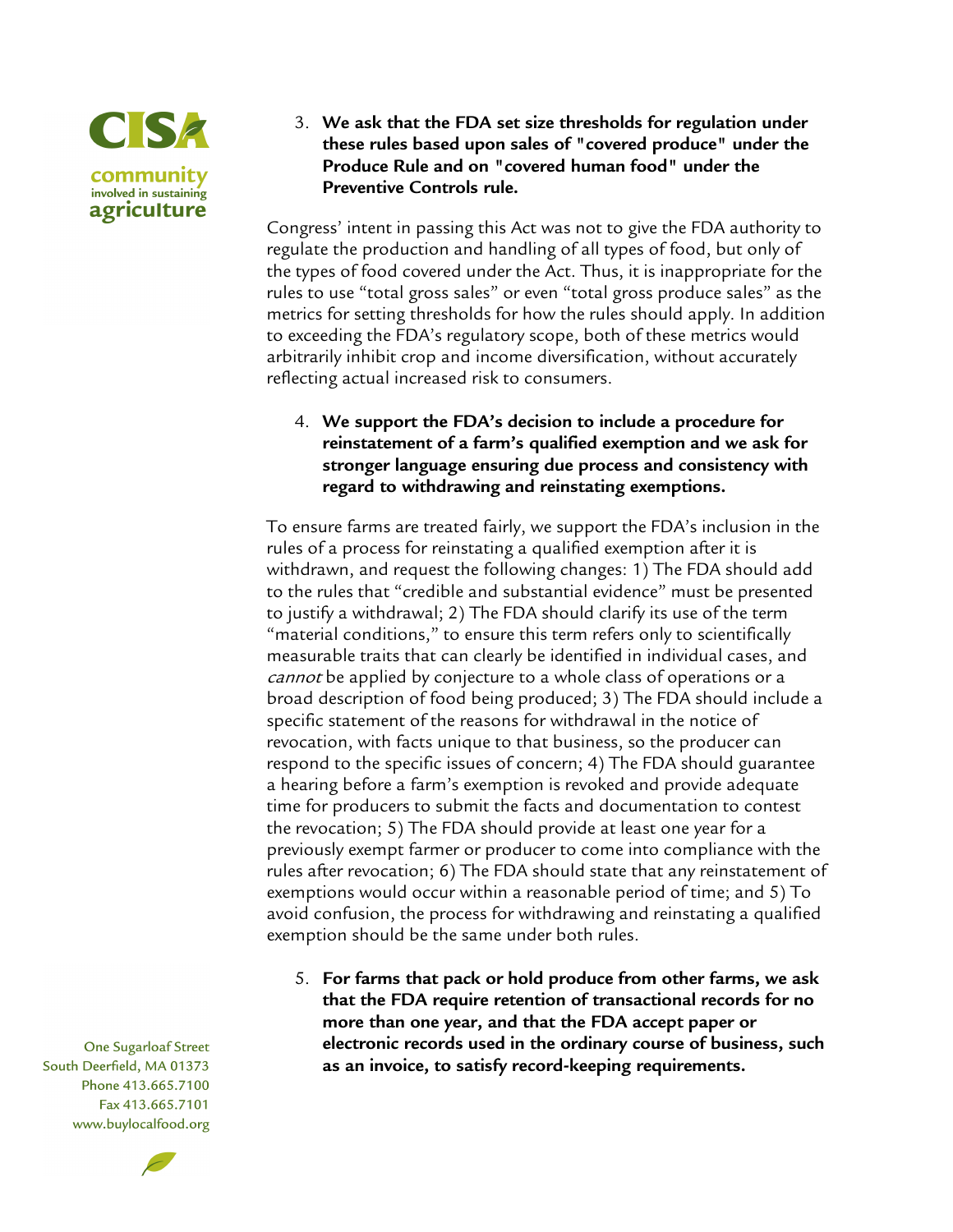3. **We ask that the FDA set size thresholds for regulation under these rules based upon sales of "covered produce" under the Produce Rule and on "covered human food" under the Preventive Controls rule.**

Congress' intent in passing this Act was not to give the FDA authority to regulate the production and handling of all types of food, but only of the types of food covered under the Act. Thus, it is inappropriate for the rules to use "total gross sales" or even "total gross produce sales" as the metrics for setting thresholds for how the rules should apply. In addition to exceeding the FDA's regulatory scope, both of these metrics would arbitrarily inhibit crop and income diversification, without accurately reflecting actual increased risk to consumers.

4. **We support the FDA's decision to include a procedure for reinstatement of a farm's qualified exemption and we ask for stronger language ensuring due process and consistency with regard to withdrawing and reinstating exemptions.**

To ensure farms are treated fairly, we support the FDA's inclusion in the rules of a process for reinstating a qualified exemption after it is withdrawn, and request the following changes: 1) The FDA should add to the rules that "credible and substantial evidence" must be presented to justify a withdrawal; 2) The FDA should clarify its use of the term "material conditions," to ensure this term refers only to scientifically measurable traits that can clearly be identified in individual cases, and *cannot* be applied by conjecture to a whole class of operations or a broad description of food being produced; 3) The FDA should include a specific statement of the reasons for withdrawal in the notice of revocation, with facts unique to that business, so the producer can respond to the specific issues of concern; 4) The FDA should guarantee a hearing before a farm's exemption is revoked and provide adequate time for producers to submit the facts and documentation to contest the revocation; 5) The FDA should provide at least one year for a previously exempt farmer or producer to come into compliance with the rules after revocation; 6) The FDA should state that any reinstatement of exemptions would occur within a reasonable period of time; and 5) To avoid confusion, the process for withdrawing and reinstating a qualified exemption should be the same under both rules.

5. **For farms that pack or hold produce from other farms, we ask that the FDA require retention of transactional records for no more than one year, and that the FDA accept paper or electronic records used in the ordinary course of business, such as an invoice, to satisfy record-keeping requirements.**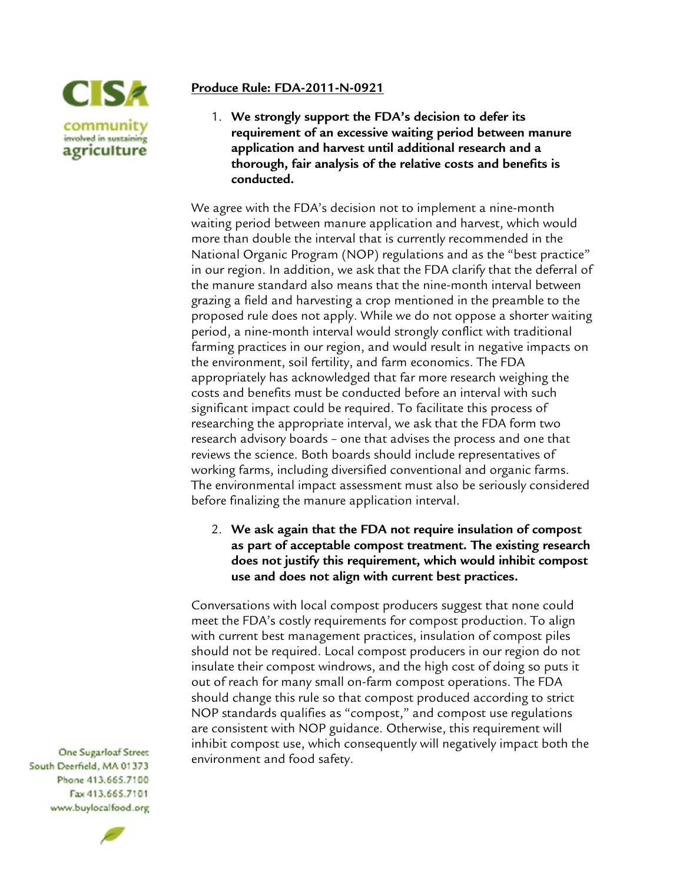**Produce Rule: FDA-2011-N-0921**

1. **We strongly support the FDA's decision to defer its requirement of an excessive waiting period between manure application and harvest until additional research and a thorough, fair analysis of the relative costs and benefits is conducted.**

We agree with the FDA's decision not to implement a nine-month waiting period between manure application and harvest, which would more than double the interval that is currently recommended in the National Organic Program (NOP) regulations and as the "best practice" in our region. In addition, we ask that the FDA clarify that the deferral of the manure standard also means that the nine-month interval between grazing a field and harvesting a crop mentioned in the preamble to the proposed rule does not apply. While we do not oppose a shorter waiting period, a nine-month interval would strongly conflict with traditional farming practices in our region, and would result in negative impacts on the environment, soil fertility, and farm economics. The FDA appropriately has acknowledged that far more research weighing the costs and benefits must be conducted before an interval with such significant impact could be required. To facilitate this process of researching the appropriate interval, we ask that the FDA form two research advisory boards – one that advises the process and one that reviews the science. Both boards should include representatives of working farms, including diversified conventional and organic farms. The environmental impact assessment must also be seriously considered before finalizing the manure application interval.

2. **We ask again that the FDA not require insulation of compost as part of acceptable compost treatment. The existing research does not justify this requirement, which would inhibit compost use and does not align with current best practices.**

Conversations with local compost producers suggest that none could meet the FDA's costly requirements for compost production. To align with current best management practices, insulation of compost piles should not be required. Local compost producers in our region do not insulate their compost windrows, and the high cost of doing so puts it out of reach for many small on-farm compost operations. The FDA should change this rule so that compost produced according to strict NOP standards qualifies as "compost," and compost use regulations are consistent with NOP guidance. Otherwise, this requirement will inhibit compost use, which consequently will negatively impact both the environment and food safety.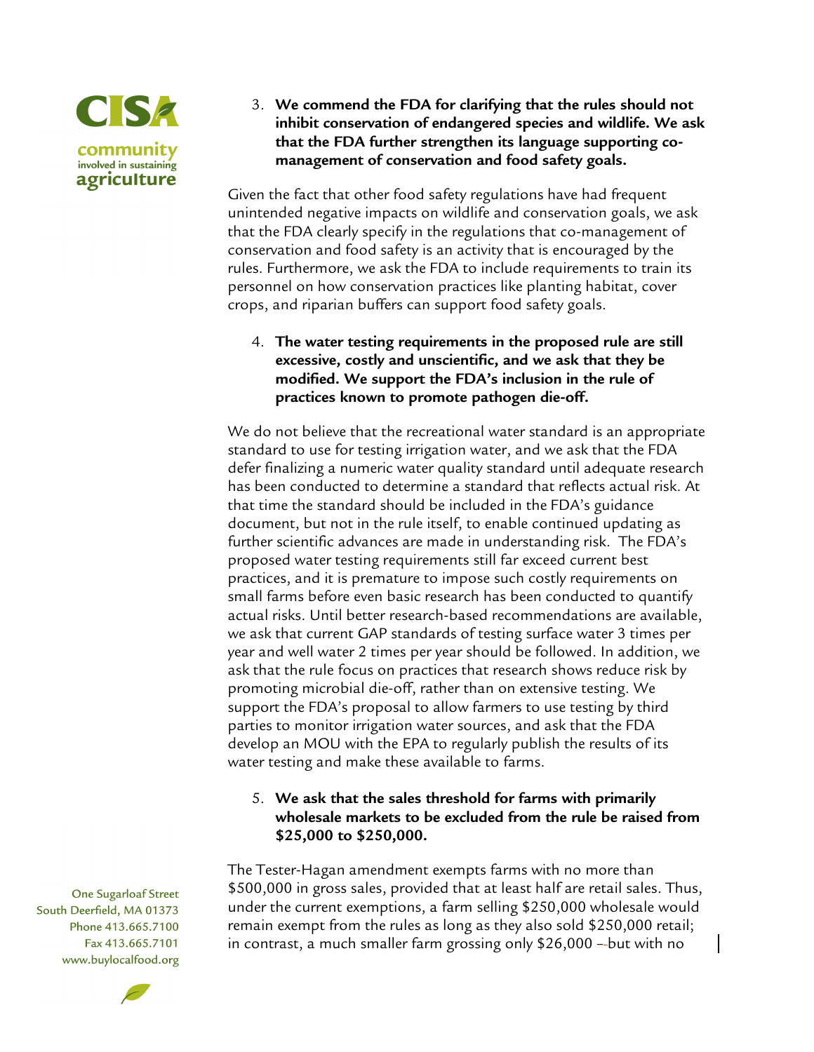3. **We commend the FDA for clarifying that the rules should not inhibit conservation of endangered species and wildlife. We ask that the FDA further strengthen its language supporting co-management of conservation and food safety goals.**

Given the fact that other food safety regulations have had frequent unintended negative impacts on wildlife and conservation goals, we ask that the FDA clearly specify in the regulations that co-management of conservation and food safety is an activity that is encouraged by the rules. Furthermore, we ask the FDA to include requirements to train its personnel on how conservation practices like planting habitat, cover crops, and riparian buffers can support food safety goals.

4. **The water testing requirements in the proposed rule are still excessive, costly and unscientific, and we ask that they be modified. We support the FDA's inclusion in the rule of practices known to promote pathogen die-off.**

We do not believe that the recreational water standard is an appropriate standard to use for testing irrigation water, and we ask that the FDA defer finalizing a numeric water quality standard until adequate research has been conducted to determine a standard that reflects actual risk. At that time the standard should be included in the FDA's guidance document, but not in the rule itself, to enable continued updating as further scientific advances are made in understanding risk. The FDA's proposed water testing requirements still far exceed current best practices, and it is premature to impose such costly requirements on small farms before even basic research has been conducted to quantify actual risks. Until better research-based recommendations are available, we ask that current GAP standards of testing surface water 3 times per year and well water 2 times per year should be followed. In addition, we ask that the rule focus on practices that research shows reduce risk by promoting microbial die-off, rather than on extensive testing. We support the FDA's proposal to allow farmers to use testing by third parties to monitor irrigation water sources, and ask that the FDA develop an MOU with the EPA to regularly publish the results of its water testing and make these available to farms.

5. **We ask that the sales threshold for farms with primarily wholesale markets to be excluded from the rule be raised from $25,000 to $250,000.**

The Tester-Hagan amendment exempts farms with no more than $500,000 in gross sales, provided that at least half are retail sales. Thus, under the current exemptions, a farm selling $250,000 wholesale would remain exempt from the rules as long as they also sold $250,000 retail; in contrast, a much smaller farm grossing only $26,000 --but with no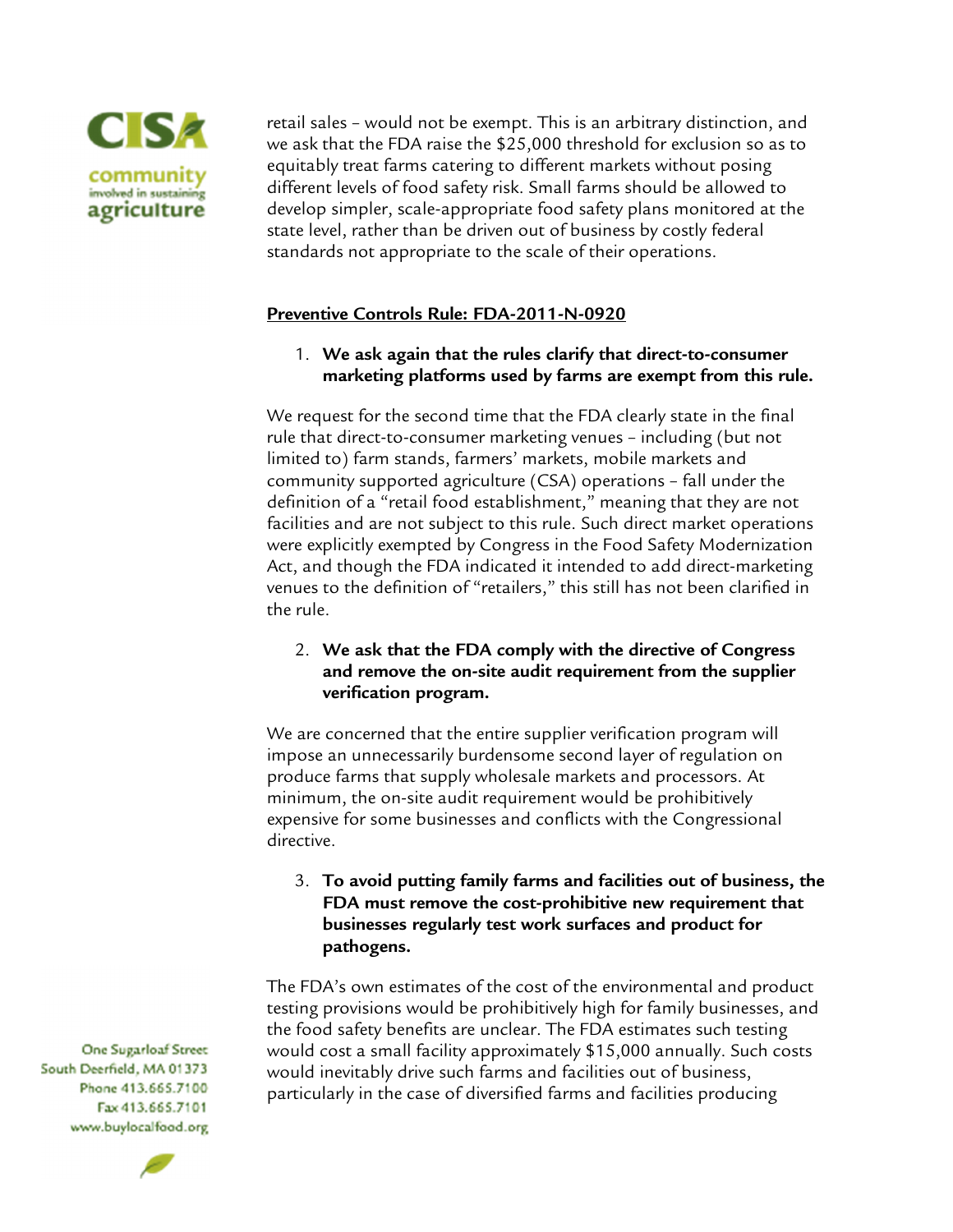retail sales – would not be exempt. This is an arbitrary distinction, and we ask that the FDA raise the $25,000 threshold for exclusion so as to equitably treat farms catering to different markets without posing different levels of food safety risk. Small farms should be allowed to develop simpler, scale-appropriate food safety plans monitored at the state level, rather than be driven out of business by costly federal standards not appropriate to the scale of their operations.

## Preventive Controls Rule: FDA-2011-N-0920

1. **We ask again that the rules clarify that direct-to-consumer marketing platforms used by farms are exempt from this rule.**

We request for the second time that the FDA clearly state in the final rule that direct-to-consumer marketing venues – including (but not limited to) farm stands, farmers' markets, mobile markets and community supported agriculture (CSA) operations – fall under the definition of a "retail food establishment," meaning that they are not facilities and are not subject to this rule. Such direct market operations were explicitly exempted by Congress in the Food Safety Modernization Act, and though the FDA indicated it intended to add direct-marketing venues to the definition of "retailers," this still has not been clarified in the rule.

2. **We ask that the FDA comply with the directive of Congress and remove the on-site audit requirement from the supplier verification program.**

We are concerned that the entire supplier verification program will impose an unnecessarily burdensome second layer of regulation on produce farms that supply wholesale markets and processors. At minimum, the on-site audit requirement would be prohibitively expensive for some businesses and conflicts with the Congressional directive.

3. **To avoid putting family farms and facilities out of business, the FDA must remove the cost-prohibitive new requirement that businesses regularly test work surfaces and product for pathogens.**

The FDA's own estimates of the cost of the environmental and product testing provisions would be prohibitively high for family businesses, and the food safety benefits are unclear. The FDA estimates such testing would cost a small facility approximately $15,000 annually. Such costs would inevitably drive such farms and facilities out of business, particularly in the case of diversified farms and facilities producing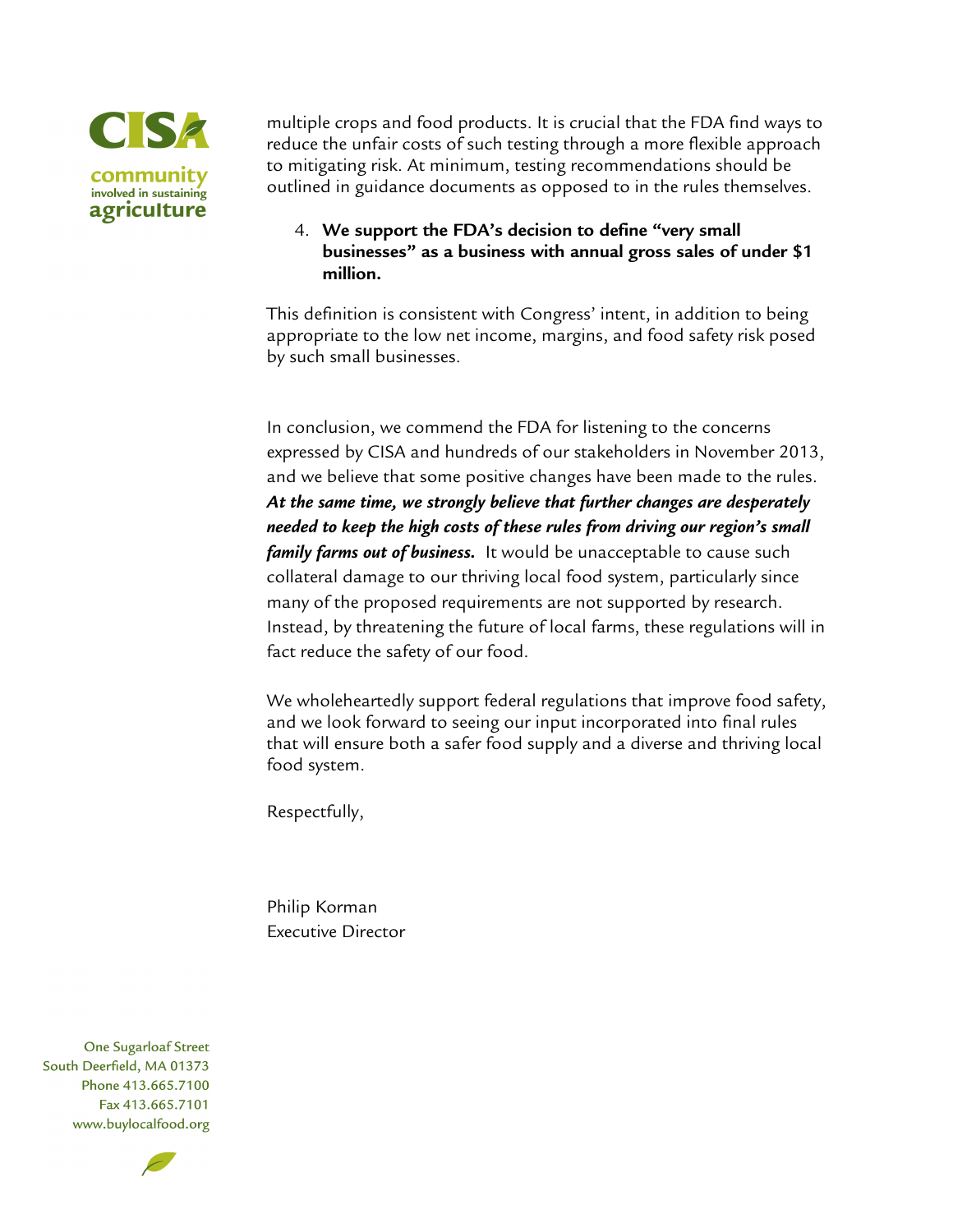multiple crops and food products. It is crucial that the FDA find ways to reduce the unfair costs of such testing through a more flexible approach to mitigating risk. At minimum, testing recommendations should be outlined in guidance documents as opposed to in the rules themselves.

4. **We support the FDA's decision to define "very small businesses" as a business with annual gross sales of under $1 million.**

This definition is consistent with Congress' intent, in addition to being appropriate to the low net income, margins, and food safety risk posed by such small businesses.

In conclusion, we commend the FDA for listening to the concerns expressed by CISA and hundreds of our stakeholders in November 2013, and we believe that some positive changes have been made to the rules. ***At the same time, we strongly believe that further changes are desperately needed to keep the high costs of these rules from driving our region's small family farms out of business.*** It would be unacceptable to cause such collateral damage to our thriving local food system, particularly since many of the proposed requirements are not supported by research. Instead, by threatening the future of local farms, these regulations will in fact reduce the safety of our food.

We wholeheartedly support federal regulations that improve food safety, and we look forward to seeing our input incorporated into final rules that will ensure both a safer food supply and a diverse and thriving local food system.

Respectfully,

Philip Korman
Executive Director

One Sugarloaf Street
South Deerfield, MA 01373
Phone 413.665.7100
Fax 413.665.7101
www.buylocalfood.org